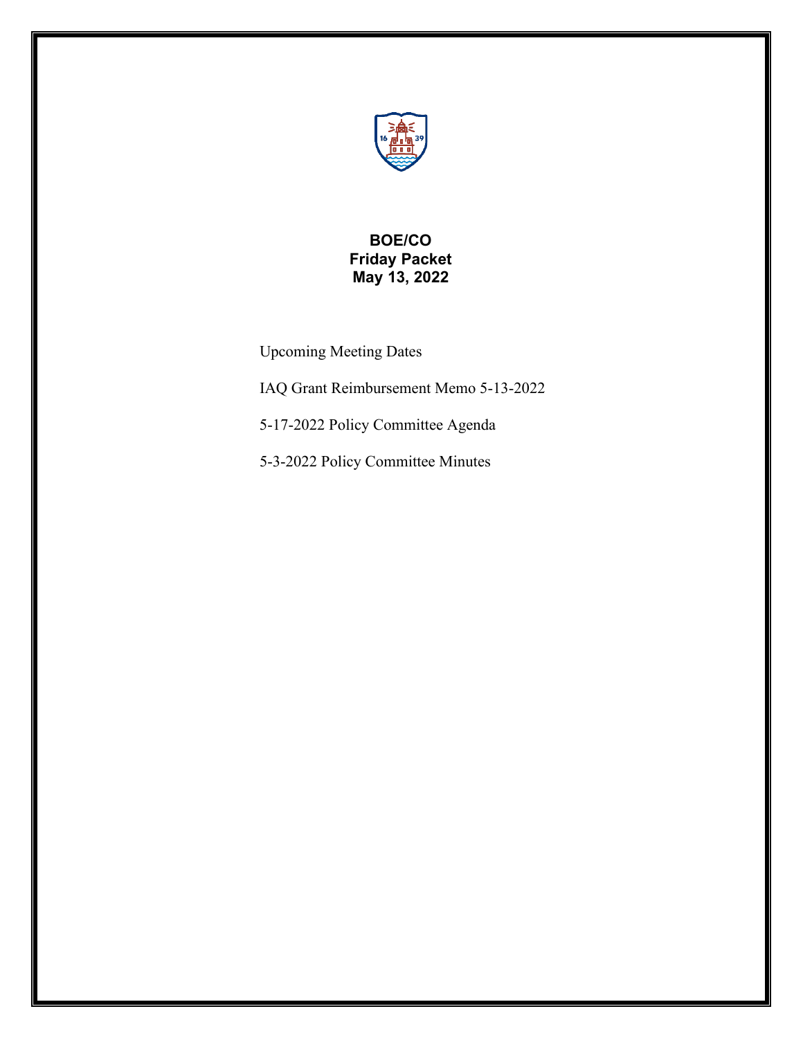# BOE/CO
# Friday Packet
# May 13, 2022

Upcoming Meeting Dates

IAQ Grant Reimbursement Memo 5-13-2022

5-17-2022 Policy Committee Agenda

5-3-2022 Policy Committee Minutes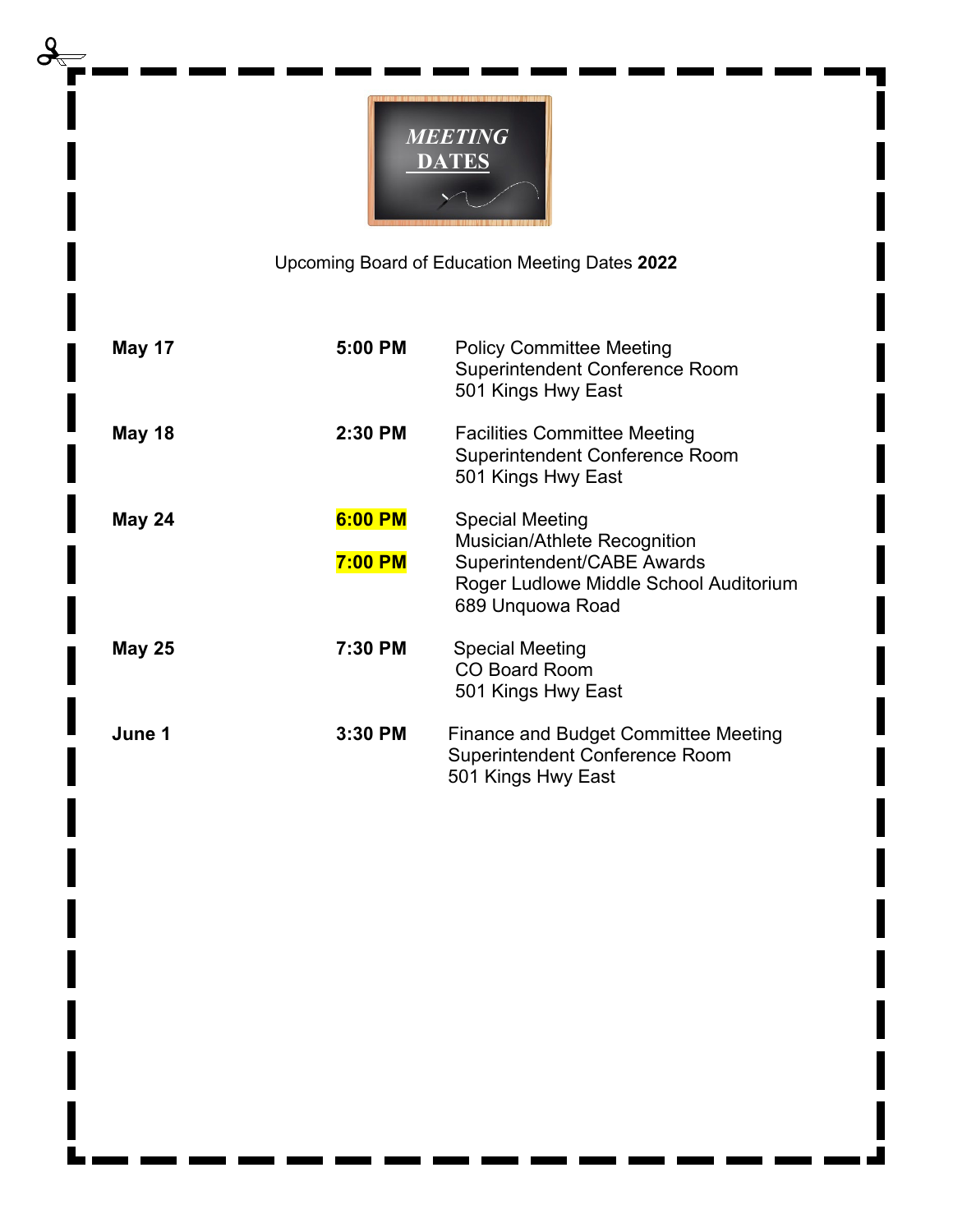# MEETING DATES

Upcoming Board of Education Meeting Dates **2022**

| Date | Time | Meeting |
|---|---|---|
| **May 17** | **5:00 PM** | Policy Committee Meeting<br>Superintendent Conference Room<br>501 Kings Hwy East |
| **May 18** | **2:30 PM** | Facilities Committee Meeting<br>Superintendent Conference Room<br>501 Kings Hwy East |
| **May 24** | **6:00 PM**<br>**7:00 PM** | Special Meeting<br>Musician/Athlete Recognition<br>Superintendent/CABE Awards<br>Roger Ludlowe Middle School Auditorium<br>689 Unquowa Road |
| **May 25** | **7:30 PM** | Special Meeting<br>CO Board Room<br>501 Kings Hwy East |
| **June 1** | **3:30 PM** | Finance and Budget Committee Meeting<br>Superintendent Conference Room<br>501 Kings Hwy East |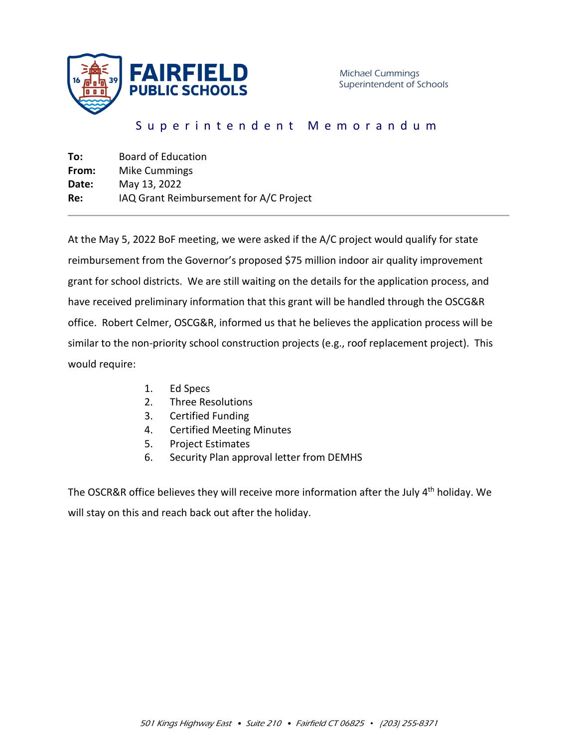**FAIRFIELD PUBLIC SCHOOLS**

Michael Cummings
Superintendent of Schools

## Superintendent Memorandum

**To:** Board of Education
**From:** Mike Cummings
**Date:** May 13, 2022
**Re:** IAQ Grant Reimbursement for A/C Project

---

At the May 5, 2022 BoF meeting, we were asked if the A/C project would qualify for state reimbursement from the Governor's proposed $75 million indoor air quality improvement grant for school districts. We are still waiting on the details for the application process, and have received preliminary information that this grant will be handled through the OSCG&R office. Robert Celmer, OSCG&R, informed us that he believes the application process will be similar to the non-priority school construction projects (e.g., roof replacement project). This would require:

1. Ed Specs
2. Three Resolutions
3. Certified Funding
4. Certified Meeting Minutes
5. Project Estimates
6. Security Plan approval letter from DEMHS

The OSCR&R office believes they will receive more information after the July 4th holiday. We will stay on this and reach back out after the holiday.

*501 Kings Highway East • Suite 210 • Fairfield CT 06825 • (203) 255-8371*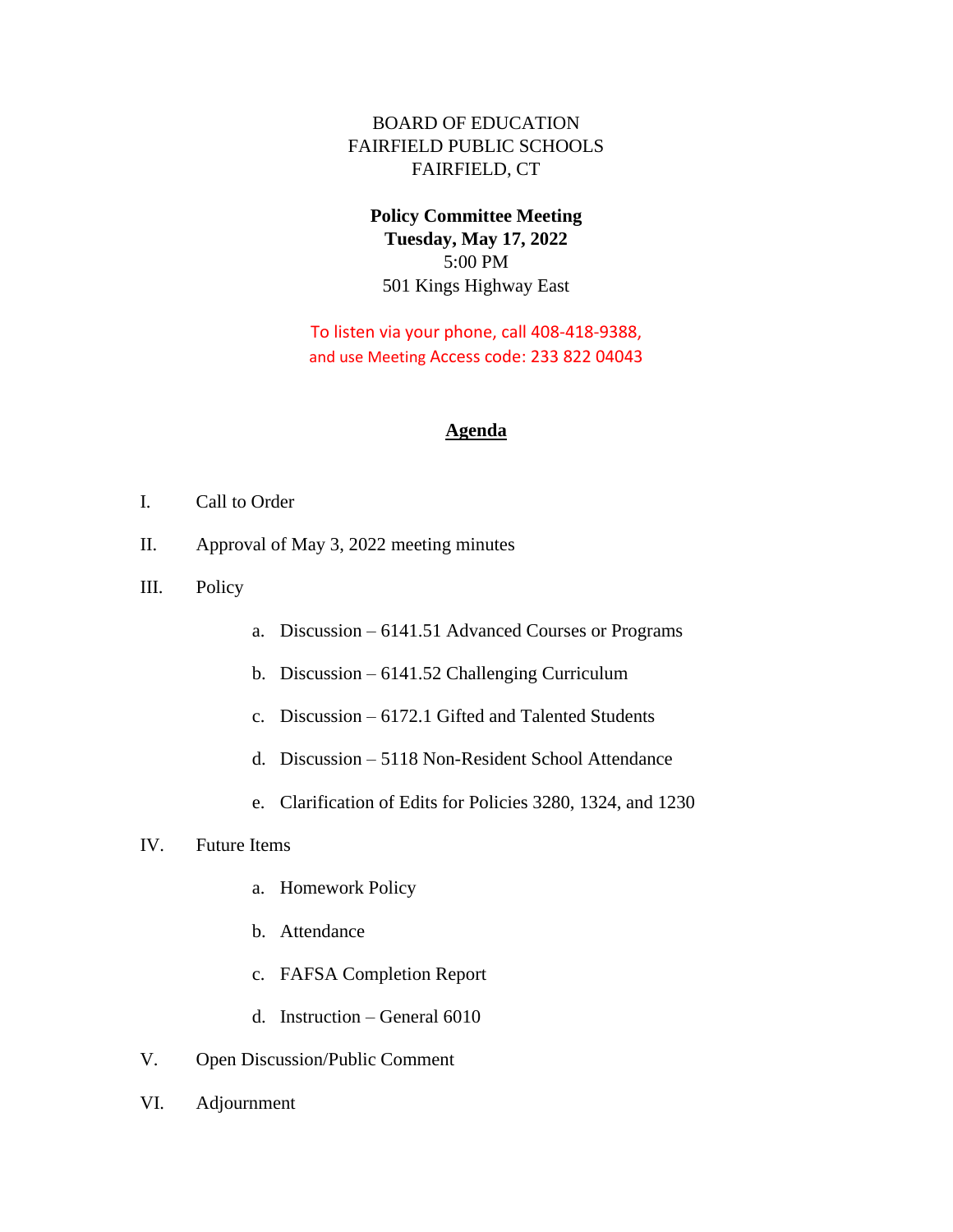BOARD OF EDUCATION
FAIRFIELD PUBLIC SCHOOLS
FAIRFIELD, CT

**Policy Committee Meeting**
**Tuesday, May 17, 2022**
5:00 PM
501 Kings Highway East

To listen via your phone, call 408-418-9388,
and use Meeting Access code: 233 822 04043

## Agenda

I. Call to Order

II. Approval of May 3, 2022 meeting minutes

III. Policy

  a. Discussion – 6141.51 Advanced Courses or Programs

  b. Discussion – 6141.52 Challenging Curriculum

  c. Discussion – 6172.1 Gifted and Talented Students

  d. Discussion – 5118 Non-Resident School Attendance

  e. Clarification of Edits for Policies 3280, 1324, and 1230

IV. Future Items

  a. Homework Policy

  b. Attendance

  c. FAFSA Completion Report

  d. Instruction – General 6010

V. Open Discussion/Public Comment

VI. Adjournment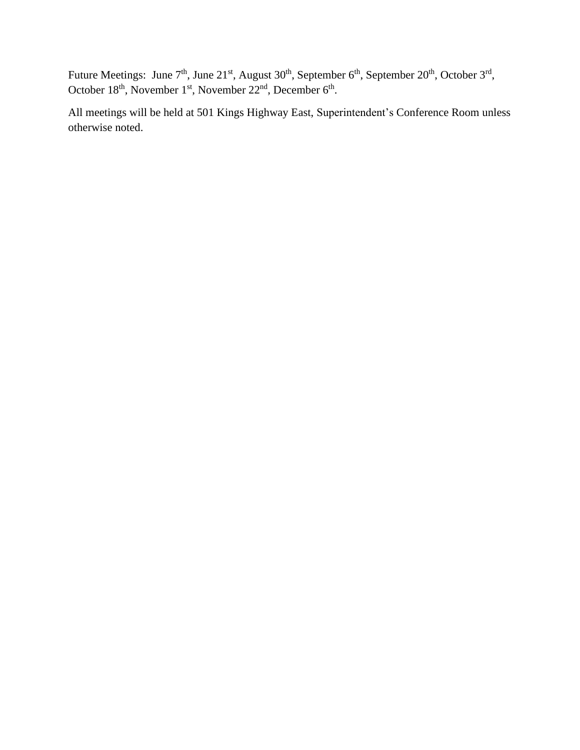Future Meetings: June 7th, June 21st, August 30th, September 6th, September 20th, October 3rd, October 18th, November 1st, November 22nd, December 6th.

All meetings will be held at 501 Kings Highway East, Superintendent's Conference Room unless otherwise noted.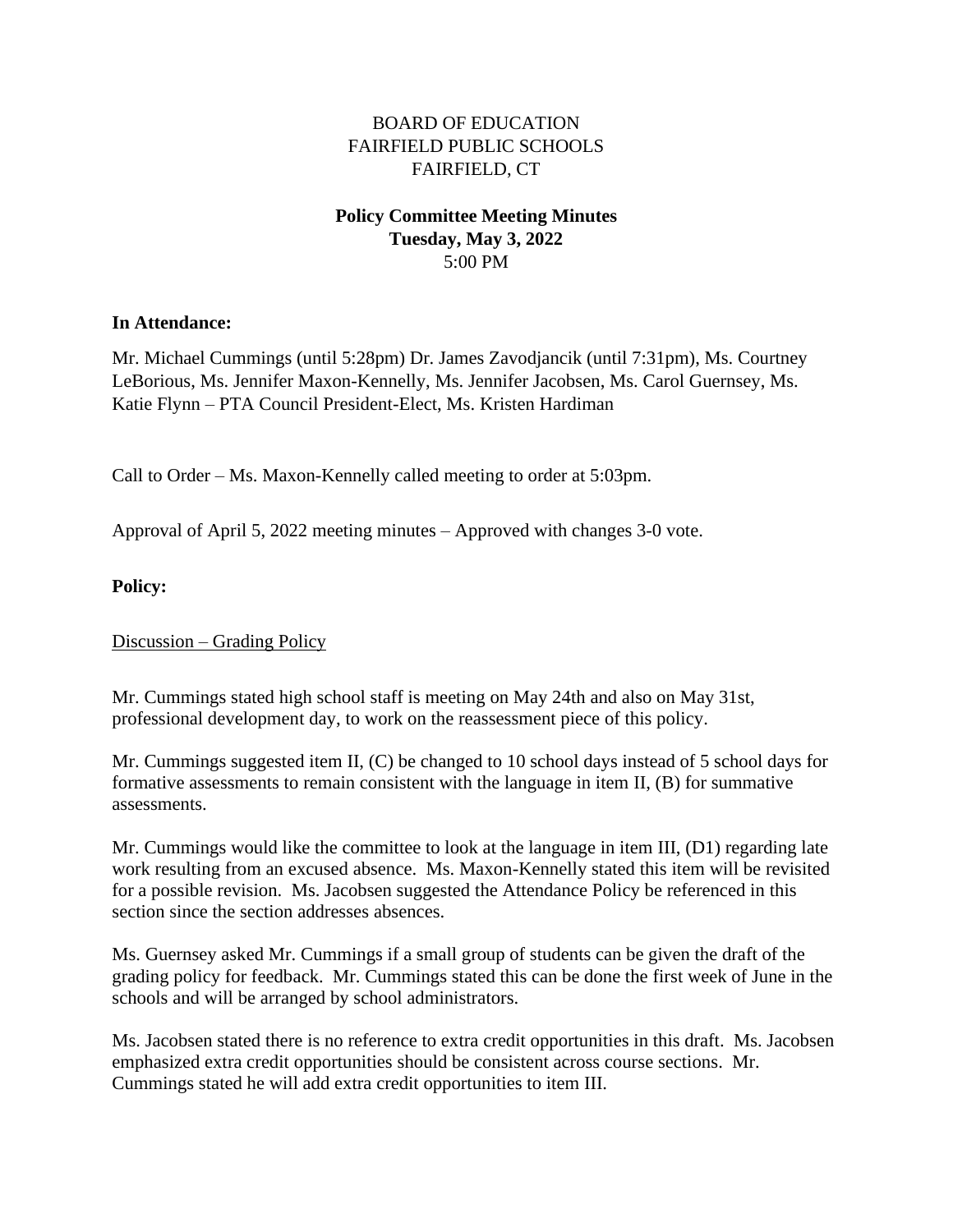BOARD OF EDUCATION
FAIRFIELD PUBLIC SCHOOLS
FAIRFIELD, CT

**Policy Committee Meeting Minutes**
**Tuesday, May 3, 2022**
5:00 PM

**In Attendance:**

Mr. Michael Cummings (until 5:28pm) Dr. James Zavodjancik (until 7:31pm), Ms. Courtney LeBorious, Ms. Jennifer Maxon-Kennelly, Ms. Jennifer Jacobsen, Ms. Carol Guernsey, Ms. Katie Flynn – PTA Council President-Elect, Ms. Kristen Hardiman

Call to Order – Ms. Maxon-Kennelly called meeting to order at 5:03pm.

Approval of April 5, 2022 meeting minutes – Approved with changes 3-0 vote.

**Policy:**

Discussion – Grading Policy

Mr. Cummings stated high school staff is meeting on May 24th and also on May 31st, professional development day, to work on the reassessment piece of this policy.

Mr. Cummings suggested item II, (C) be changed to 10 school days instead of 5 school days for formative assessments to remain consistent with the language in item II, (B) for summative assessments.

Mr. Cummings would like the committee to look at the language in item III, (D1) regarding late work resulting from an excused absence. Ms. Maxon-Kennelly stated this item will be revisited for a possible revision. Ms. Jacobsen suggested the Attendance Policy be referenced in this section since the section addresses absences.

Ms. Guernsey asked Mr. Cummings if a small group of students can be given the draft of the grading policy for feedback. Mr. Cummings stated this can be done the first week of June in the schools and will be arranged by school administrators.

Ms. Jacobsen stated there is no reference to extra credit opportunities in this draft. Ms. Jacobsen emphasized extra credit opportunities should be consistent across course sections. Mr. Cummings stated he will add extra credit opportunities to item III.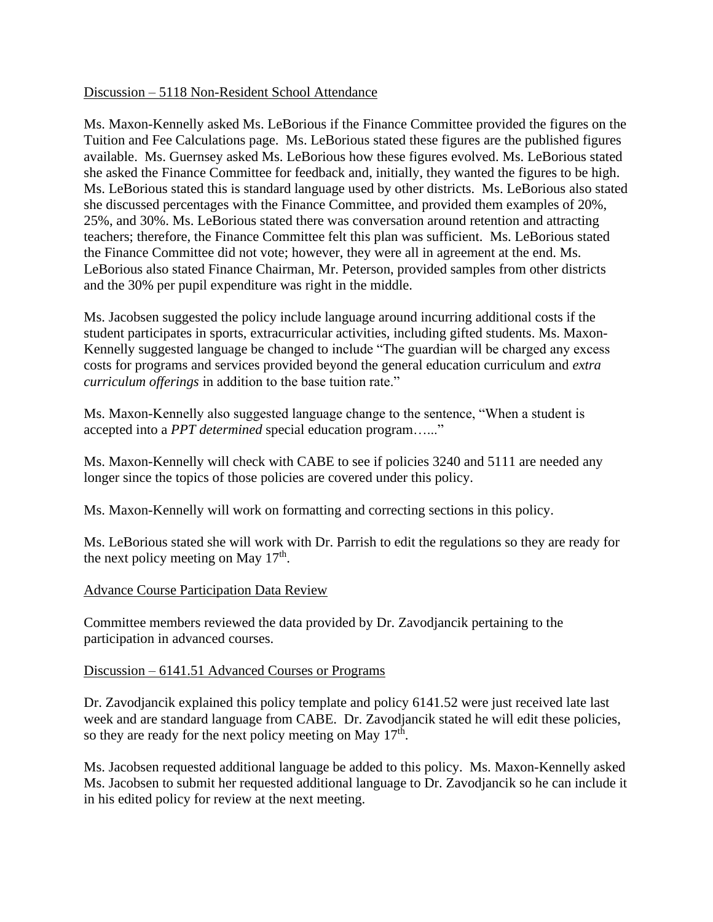Discussion – 5118 Non-Resident School Attendance

Ms. Maxon-Kennelly asked Ms. LeBorious if the Finance Committee provided the figures on the Tuition and Fee Calculations page. Ms. LeBorious stated these figures are the published figures available. Ms. Guernsey asked Ms. LeBorious how these figures evolved. Ms. LeBorious stated she asked the Finance Committee for feedback and, initially, they wanted the figures to be high. Ms. LeBorious stated this is standard language used by other districts. Ms. LeBorious also stated she discussed percentages with the Finance Committee, and provided them examples of 20%, 25%, and 30%. Ms. LeBorious stated there was conversation around retention and attracting teachers; therefore, the Finance Committee felt this plan was sufficient. Ms. LeBorious stated the Finance Committee did not vote; however, they were all in agreement at the end. Ms. LeBorious also stated Finance Chairman, Mr. Peterson, provided samples from other districts and the 30% per pupil expenditure was right in the middle.

Ms. Jacobsen suggested the policy include language around incurring additional costs if the student participates in sports, extracurricular activities, including gifted students. Ms. Maxon-Kennelly suggested language be changed to include "The guardian will be charged any excess costs for programs and services provided beyond the general education curriculum and *extra curriculum offerings* in addition to the base tuition rate."

Ms. Maxon-Kennelly also suggested language change to the sentence, "When a student is accepted into a *PPT determined* special education program….."

Ms. Maxon-Kennelly will check with CABE to see if policies 3240 and 5111 are needed any longer since the topics of those policies are covered under this policy.

Ms. Maxon-Kennelly will work on formatting and correcting sections in this policy.

Ms. LeBorious stated she will work with Dr. Parrish to edit the regulations so they are ready for the next policy meeting on May 17th.

Advance Course Participation Data Review

Committee members reviewed the data provided by Dr. Zavodjancik pertaining to the participation in advanced courses.

Discussion – 6141.51 Advanced Courses or Programs

Dr. Zavodjancik explained this policy template and policy 6141.52 were just received late last week and are standard language from CABE. Dr. Zavodjancik stated he will edit these policies, so they are ready for the next policy meeting on May 17th.

Ms. Jacobsen requested additional language be added to this policy. Ms. Maxon-Kennelly asked Ms. Jacobsen to submit her requested additional language to Dr. Zavodjancik so he can include it in his edited policy for review at the next meeting.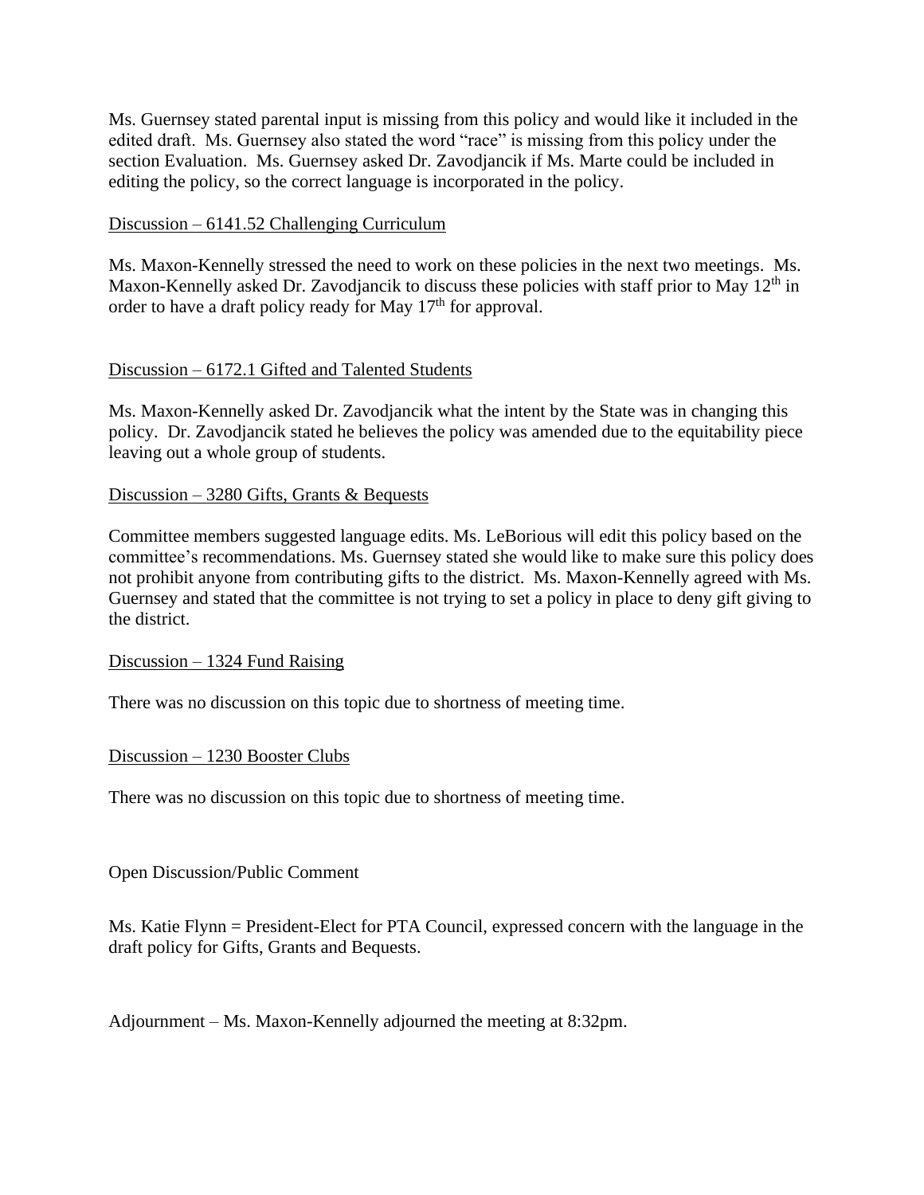Ms. Guernsey stated parental input is missing from this policy and would like it included in the edited draft. Ms. Guernsey also stated the word "race" is missing from this policy under the section Evaluation. Ms. Guernsey asked Dr. Zavodjancik if Ms. Marte could be included in editing the policy, so the correct language is incorporated in the policy.

Discussion – 6141.52 Challenging Curriculum

Ms. Maxon-Kennelly stressed the need to work on these policies in the next two meetings. Ms. Maxon-Kennelly asked Dr. Zavodjancik to discuss these policies with staff prior to May 12th in order to have a draft policy ready for May 17th for approval.

Discussion – 6172.1 Gifted and Talented Students

Ms. Maxon-Kennelly asked Dr. Zavodjancik what the intent by the State was in changing this policy. Dr. Zavodjancik stated he believes the policy was amended due to the equitability piece leaving out a whole group of students.

Discussion – 3280 Gifts, Grants & Bequests

Committee members suggested language edits. Ms. LeBorious will edit this policy based on the committee's recommendations. Ms. Guernsey stated she would like to make sure this policy does not prohibit anyone from contributing gifts to the district. Ms. Maxon-Kennelly agreed with Ms. Guernsey and stated that the committee is not trying to set a policy in place to deny gift giving to the district.

Discussion – 1324 Fund Raising

There was no discussion on this topic due to shortness of meeting time.

Discussion – 1230 Booster Clubs

There was no discussion on this topic due to shortness of meeting time.

Open Discussion/Public Comment

Ms. Katie Flynn = President-Elect for PTA Council, expressed concern with the language in the draft policy for Gifts, Grants and Bequests.

Adjournment – Ms. Maxon-Kennelly adjourned the meeting at 8:32pm.